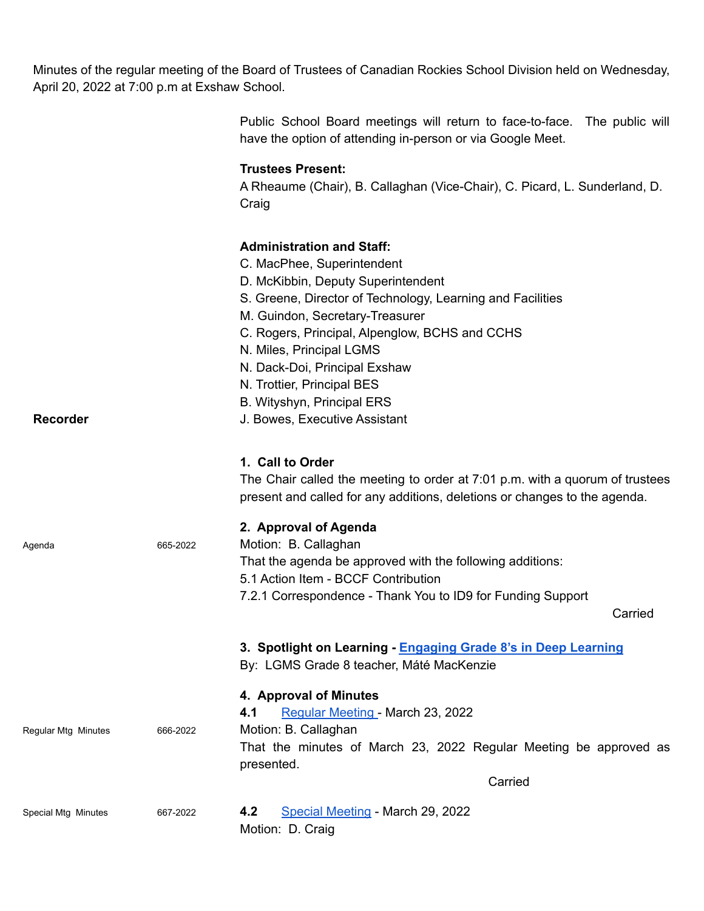Minutes of the regular meeting of the Board of Trustees of Canadian Rockies School Division held on Wednesday, April 20, 2022 at 7:00 p.m at Exshaw School.

Public School Board meetings will return to face-to-face. The public will have the option of attending in-person or via Google Meet.

**Trustees Present:**
A Rheaume (Chair), B. Callaghan (Vice-Chair), C. Picard, L. Sunderland, D. Craig

**Administration and Staff:**
C. MacPhee, Superintendent
D. McKibbin, Deputy Superintendent
S. Greene, Director of Technology, Learning and Facilities
M. Guindon, Secretary-Treasurer
C. Rogers, Principal, Alpenglow, BCHS and CCHS
N. Miles, Principal LGMS
N. Dack-Doi, Principal Exshaw
N. Trottier, Principal BES
B. Wityshyn, Principal ERS

**Recorder** J. Bowes, Executive Assistant

**1. Call to Order**
The Chair called the meeting to order at 7:01 p.m. with a quorum of trustees present and called for any additions, deletions or changes to the agenda.

**2. Approval of Agenda**

Agenda 665-2022

Motion: B. Callaghan
That the agenda be approved with the following additions:
5.1 Action Item - BCCF Contribution
7.2.1 Correspondence - Thank You to ID9 for Funding Support

Carried

**3. Spotlight on Learning - Engaging Grade 8's in Deep Learning**
By: LGMS Grade 8 teacher, Máté MacKenzie

**4. Approval of Minutes**

**4.1** Regular Meeting - March 23, 2022

Regular Mtg Minutes 666-2022

Motion: B. Callaghan
That the minutes of March 23, 2022 Regular Meeting be approved as presented.

Carried

**4.2** Special Meeting - March 29, 2022

Special Mtg Minutes 667-2022

Motion: D. Craig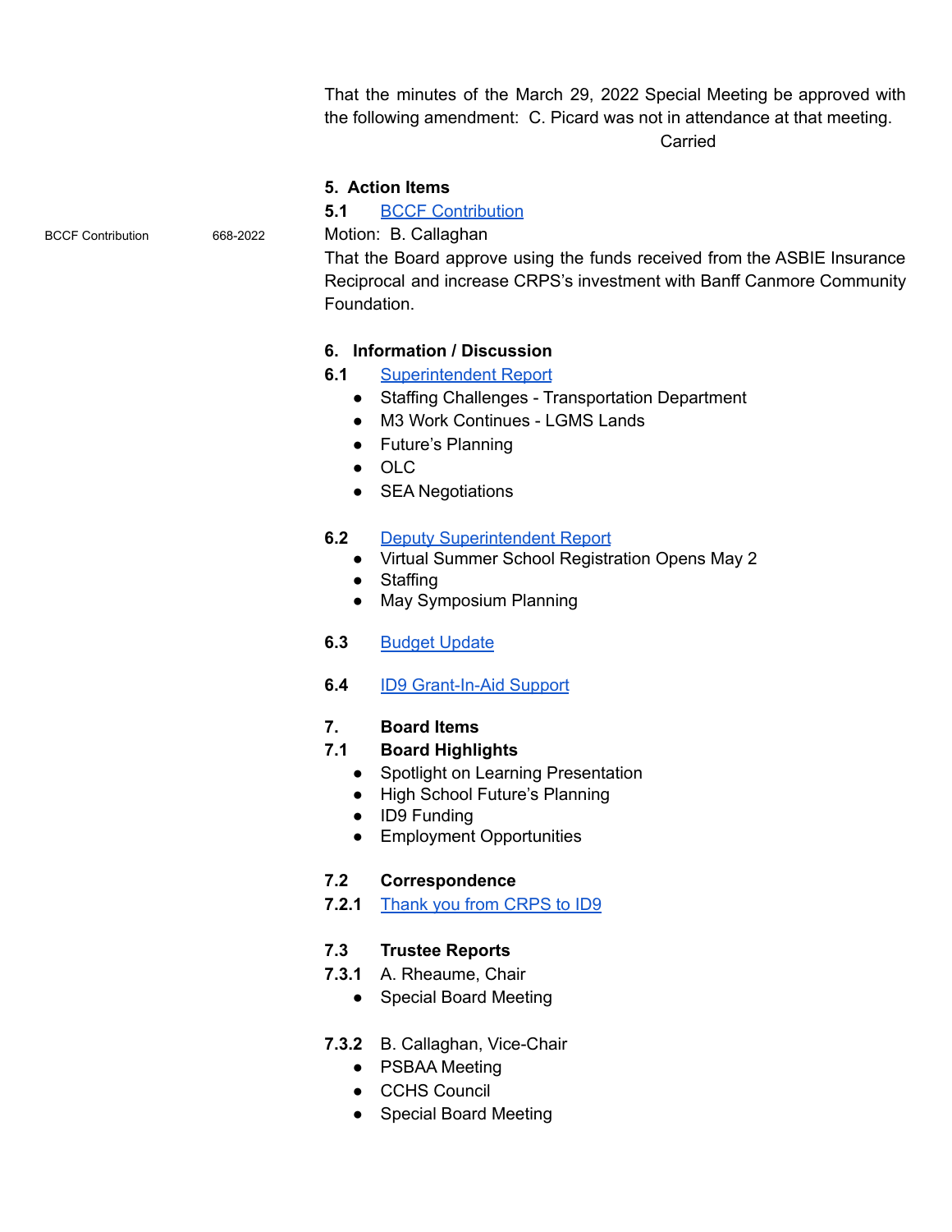That the minutes of the March 29, 2022 Special Meeting be approved with the following amendment: C. Picard was not in attendance at that meeting.

Carried

**5. Action Items**

**5.1** BCCF Contribution

BCCF Contribution 668-2022

Motion: B. Callaghan

That the Board approve using the funds received from the ASBIE Insurance Reciprocal and increase CRPS's investment with Banff Canmore Community Foundation.

**6. Information / Discussion**

**6.1** Superintendent Report

- Staffing Challenges - Transportation Department
- M3 Work Continues - LGMS Lands
- Future's Planning
- OLC
- SEA Negotiations

**6.2** Deputy Superintendent Report

- Virtual Summer School Registration Opens May 2
- Staffing
- May Symposium Planning

**6.3** Budget Update

**6.4** ID9 Grant-In-Aid Support

**7. Board Items**

**7.1 Board Highlights**

- Spotlight on Learning Presentation
- High School Future's Planning
- ID9 Funding
- Employment Opportunities

**7.2 Correspondence**

**7.2.1** Thank you from CRPS to ID9

**7.3 Trustee Reports**

**7.3.1** A. Rheaume, Chair

- Special Board Meeting

**7.3.2** B. Callaghan, Vice-Chair

- PSBAA Meeting
- CCHS Council
- Special Board Meeting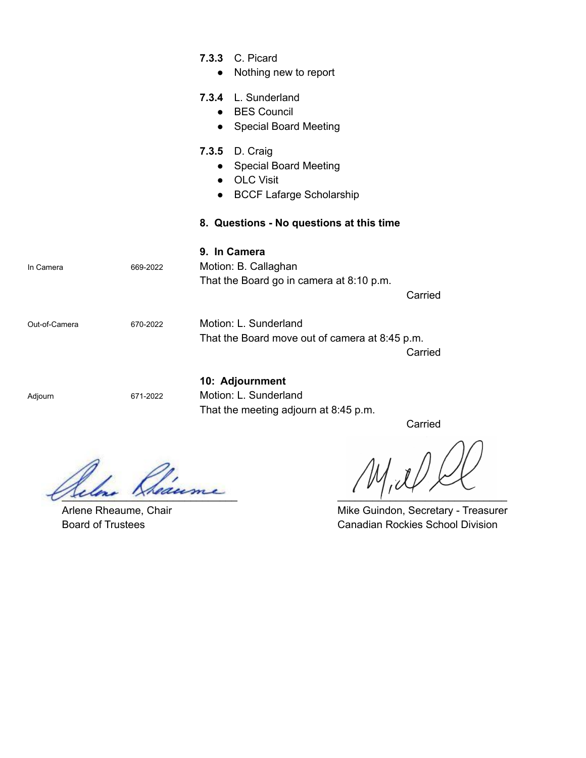**7.3.3** C. Picard

- Nothing new to report

**7.3.4** L. Sunderland

- BES Council
- Special Board Meeting

**7.3.5** D. Craig

- Special Board Meeting
- OLC Visit
- BCCF Lafarge Scholarship

**8. Questions - No questions at this time**

**9. In Camera**

In Camera 669-2022

Motion: B. Callaghan
That the Board go in camera at 8:10 p.m.

Carried

Out-of-Camera 670-2022

Motion: L. Sunderland
That the Board move out of camera at 8:45 p.m.

Carried

**10: Adjournment**

Adjourn 671-2022

Motion: L. Sunderland
That the meeting adjourn at 8:45 p.m.

Carried

Arlene Rheaume, Chair
Board of Trustees

Mike Guindon, Secretary - Treasurer
Canadian Rockies School Division